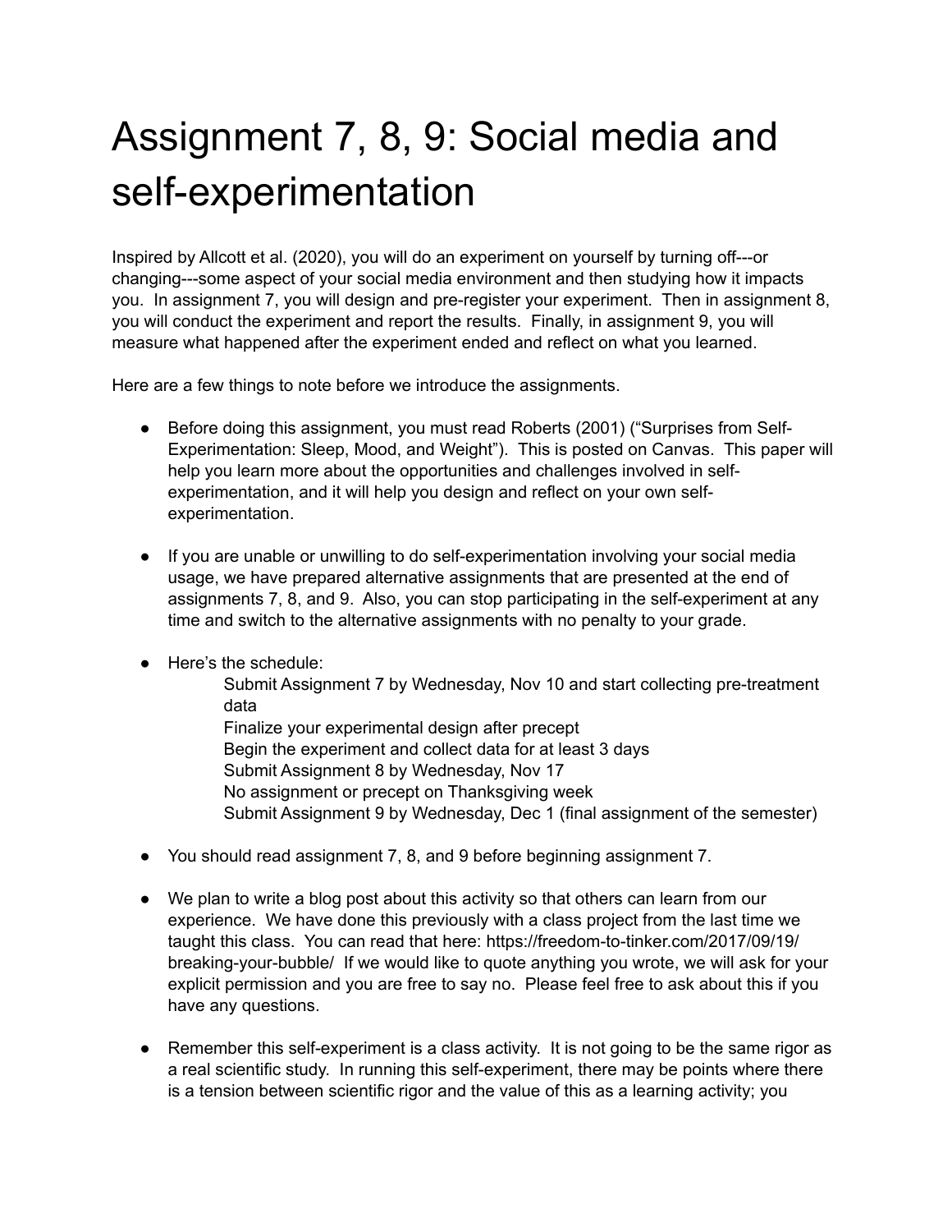# Assignment 7, 8, 9: Social media and self-experimentation

Inspired by Allcott et al. (2020), you will do an experiment on yourself by turning off---or changing---some aspect of your social media environment and then studying how it impacts you. In assignment 7, you will design and pre-register your experiment. Then in assignment 8, you will conduct the experiment and report the results. Finally, in assignment 9, you will measure what happened after the experiment ended and reflect on what you learned.

Here are a few things to note before we introduce the assignments.

- Before doing this assignment, you must read Roberts (2001) ("Surprises from Self-Experimentation: Sleep, Mood, and Weight"). This is posted on Canvas. This paper will help you learn more about the opportunities and challenges involved in self-experimentation, and it will help you design and reflect on your own self-experimentation.

- If you are unable or unwilling to do self-experimentation involving your social media usage, we have prepared alternative assignments that are presented at the end of assignments 7, 8, and 9. Also, you can stop participating in the self-experiment at any time and switch to the alternative assignments with no penalty to your grade.

- Here's the schedule:
  - Submit Assignment 7 by Wednesday, Nov 10 and start collecting pre-treatment data
  - Finalize your experimental design after precept
  - Begin the experiment and collect data for at least 3 days
  - Submit Assignment 8 by Wednesday, Nov 17
  - No assignment or precept on Thanksgiving week
  - Submit Assignment 9 by Wednesday, Dec 1 (final assignment of the semester)

- You should read assignment 7, 8, and 9 before beginning assignment 7.

- We plan to write a blog post about this activity so that others can learn from our experience. We have done this previously with a class project from the last time we taught this class. You can read that here: https://freedom-to-tinker.com/2017/09/19/breaking-your-bubble/ If we would like to quote anything you wrote, we will ask for your explicit permission and you are free to say no. Please feel free to ask about this if you have any questions.

- Remember this self-experiment is a class activity. It is not going to be the same rigor as a real scientific study. In running this self-experiment, there may be points where there is a tension between scientific rigor and the value of this as a learning activity; you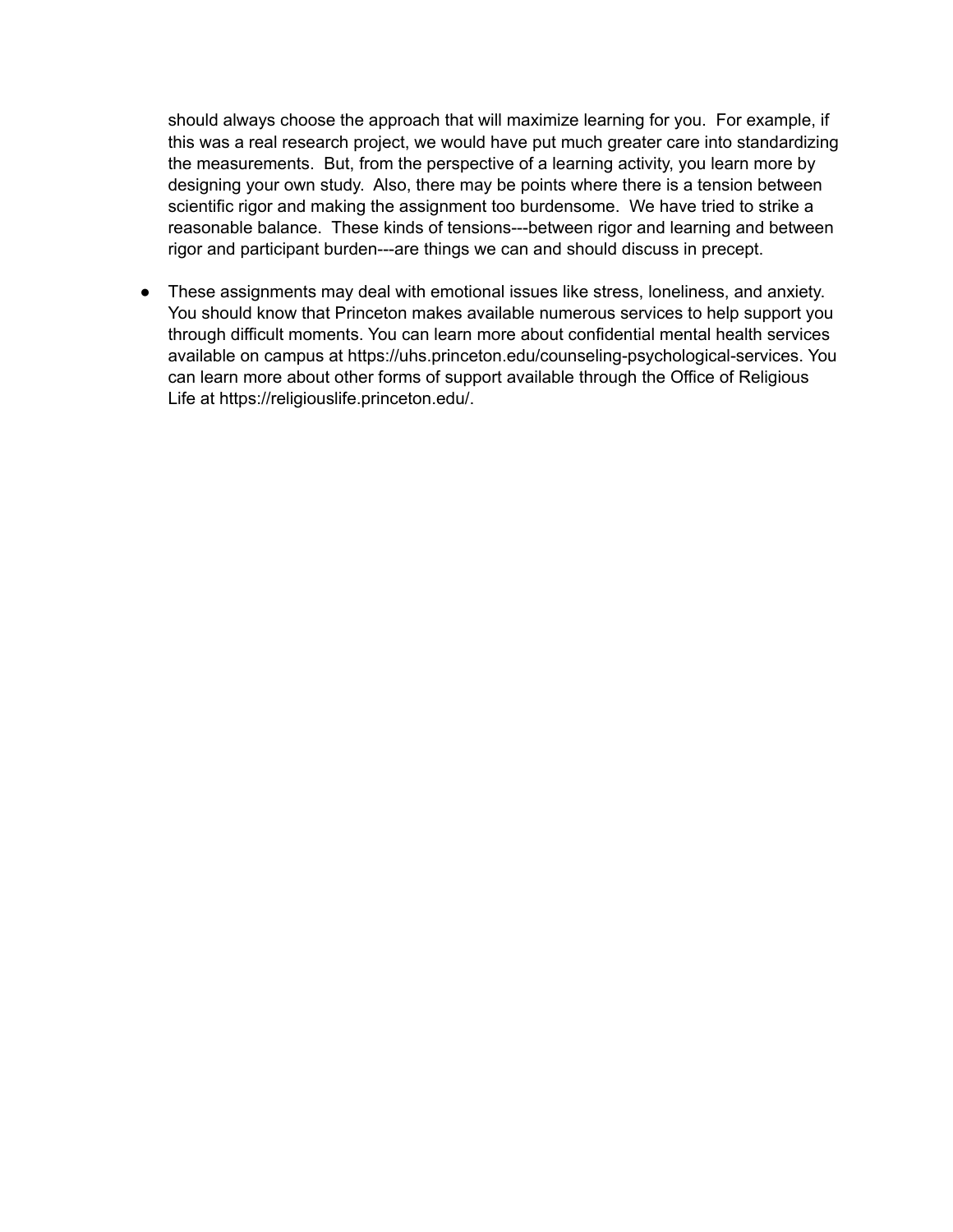should always choose the approach that will maximize learning for you.  For example, if this was a real research project, we would have put much greater care into standardizing the measurements.  But, from the perspective of a learning activity, you learn more by designing your own study.  Also, there may be points where there is a tension between scientific rigor and making the assignment too burdensome.  We have tried to strike a reasonable balance.  These kinds of tensions---between rigor and learning and between rigor and participant burden---are things we can and should discuss in precept.

- These assignments may deal with emotional issues like stress, loneliness, and anxiety. You should know that Princeton makes available numerous services to help support you through difficult moments. You can learn more about confidential mental health services available on campus at https://uhs.princeton.edu/counseling-psychological-services. You can learn more about other forms of support available through the Office of Religious Life at https://religiouslife.princeton.edu/.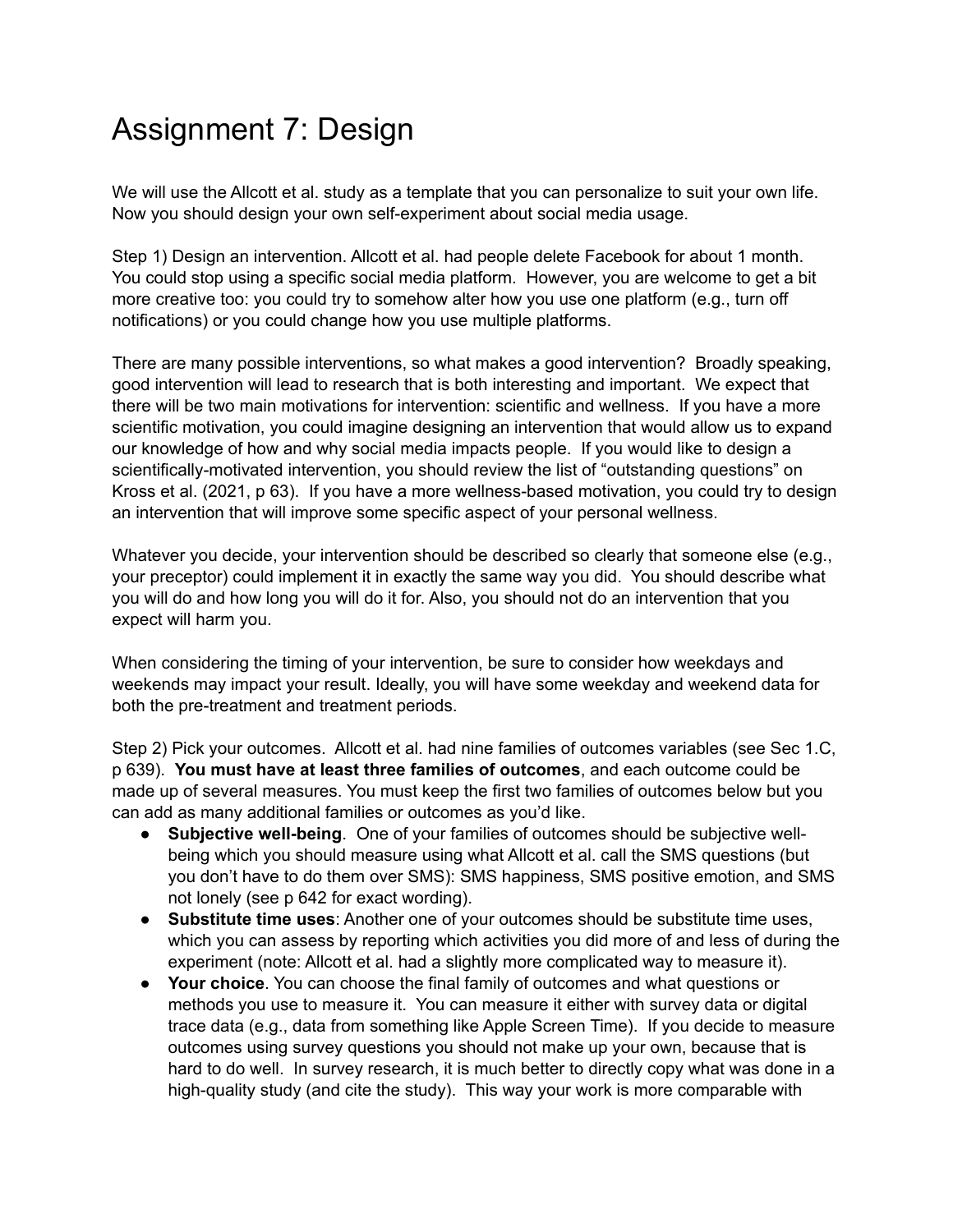# Assignment 7: Design

We will use the Allcott et al. study as a template that you can personalize to suit your own life. Now you should design your own self-experiment about social media usage.

Step 1) Design an intervention. Allcott et al. had people delete Facebook for about 1 month. You could stop using a specific social media platform. However, you are welcome to get a bit more creative too: you could try to somehow alter how you use one platform (e.g., turn off notifications) or you could change how you use multiple platforms.

There are many possible interventions, so what makes a good intervention? Broadly speaking, good intervention will lead to research that is both interesting and important. We expect that there will be two main motivations for intervention: scientific and wellness. If you have a more scientific motivation, you could imagine designing an intervention that would allow us to expand our knowledge of how and why social media impacts people. If you would like to design a scientifically-motivated intervention, you should review the list of "outstanding questions" on Kross et al. (2021, p 63). If you have a more wellness-based motivation, you could try to design an intervention that will improve some specific aspect of your personal wellness.

Whatever you decide, your intervention should be described so clearly that someone else (e.g., your preceptor) could implement it in exactly the same way you did. You should describe what you will do and how long you will do it for. Also, you should not do an intervention that you expect will harm you.

When considering the timing of your intervention, be sure to consider how weekdays and weekends may impact your result. Ideally, you will have some weekday and weekend data for both the pre-treatment and treatment periods.

Step 2) Pick your outcomes. Allcott et al. had nine families of outcomes variables (see Sec 1.C, p 639). **You must have at least three families of outcomes**, and each outcome could be made up of several measures. You must keep the first two families of outcomes below but you can add as many additional families or outcomes as you'd like.

- **Subjective well-being**. One of your families of outcomes should be subjective well-being which you should measure using what Allcott et al. call the SMS questions (but you don't have to do them over SMS): SMS happiness, SMS positive emotion, and SMS not lonely (see p 642 for exact wording).
- **Substitute time uses**: Another one of your outcomes should be substitute time uses, which you can assess by reporting which activities you did more of and less of during the experiment (note: Allcott et al. had a slightly more complicated way to measure it).
- **Your choice**. You can choose the final family of outcomes and what questions or methods you use to measure it. You can measure it either with survey data or digital trace data (e.g., data from something like Apple Screen Time). If you decide to measure outcomes using survey questions you should not make up your own, because that is hard to do well. In survey research, it is much better to directly copy what was done in a high-quality study (and cite the study). This way your work is more comparable with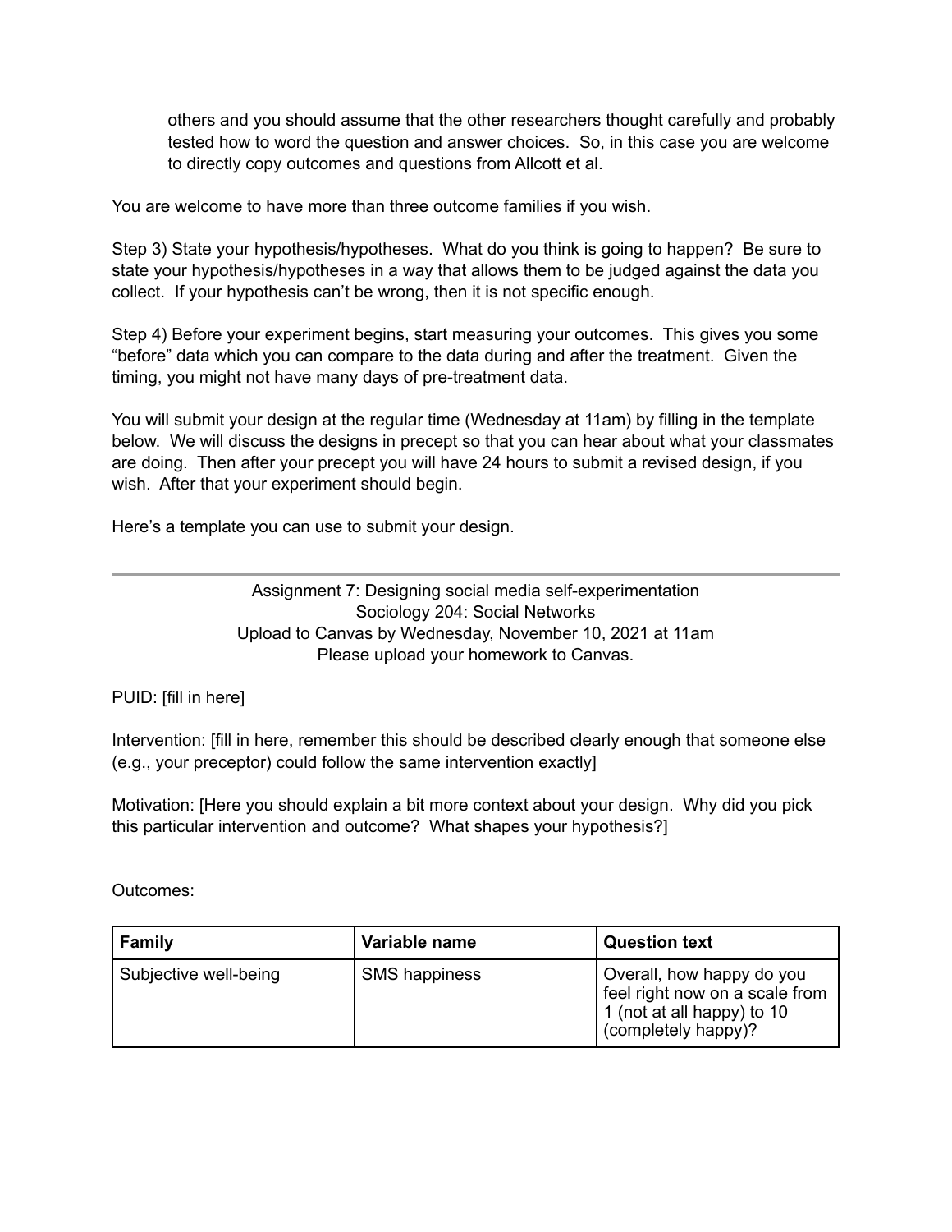others and you should assume that the other researchers thought carefully and probably tested how to word the question and answer choices. So, in this case you are welcome to directly copy outcomes and questions from Allcott et al.

You are welcome to have more than three outcome families if you wish.

Step 3) State your hypothesis/hypotheses. What do you think is going to happen? Be sure to state your hypothesis/hypotheses in a way that allows them to be judged against the data you collect. If your hypothesis can't be wrong, then it is not specific enough.

Step 4) Before your experiment begins, start measuring your outcomes. This gives you some "before" data which you can compare to the data during and after the treatment. Given the timing, you might not have many days of pre-treatment data.

You will submit your design at the regular time (Wednesday at 11am) by filling in the template below. We will discuss the designs in precept so that you can hear about what your classmates are doing. Then after your precept you will have 24 hours to submit a revised design, if you wish. After that your experiment should begin.

Here's a template you can use to submit your design.

---

Assignment 7: Designing social media self-experimentation
Sociology 204: Social Networks
Upload to Canvas by Wednesday, November 10, 2021 at 11am
Please upload your homework to Canvas.

PUID: [fill in here]

Intervention: [fill in here, remember this should be described clearly enough that someone else (e.g., your preceptor) could follow the same intervention exactly]

Motivation: [Here you should explain a bit more context about your design. Why did you pick this particular intervention and outcome? What shapes your hypothesis?]

Outcomes:

| Family | Variable name | Question text |
|---|---|---|
| Subjective well-being | SMS happiness | Overall, how happy do you feel right now on a scale from 1 (not at all happy) to 10 (completely happy)? |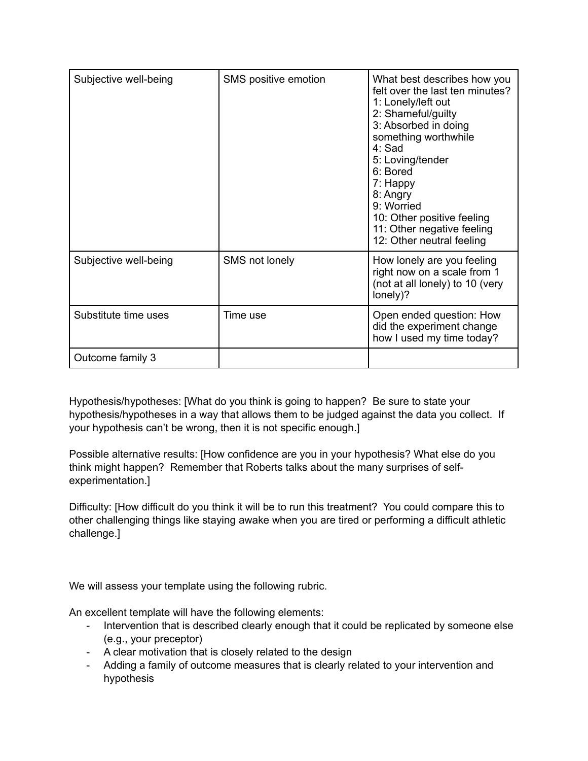| Subjective well-being | SMS positive emotion | What best describes how you felt over the last ten minutes?<br>1: Lonely/left out<br>2: Shameful/guilty<br>3: Absorbed in doing something worthwhile<br>4: Sad<br>5: Loving/tender<br>6: Bored<br>7: Happy<br>8: Angry<br>9: Worried<br>10: Other positive feeling<br>11: Other negative feeling<br>12: Other neutral feeling |
|---|---|---|
| Subjective well-being | SMS not lonely | How lonely are you feeling right now on a scale from 1 (not at all lonely) to 10 (very lonely)? |
| Substitute time uses | Time use | Open ended question: How did the experiment change how I used my time today? |
| Outcome family 3 | | |

Hypothesis/hypotheses: [What do you think is going to happen? Be sure to state your hypothesis/hypotheses in a way that allows them to be judged against the data you collect. If your hypothesis can't be wrong, then it is not specific enough.]

Possible alternative results: [How confidence are you in your hypothesis? What else do you think might happen? Remember that Roberts talks about the many surprises of self-experimentation.]

Difficulty: [How difficult do you think it will be to run this treatment? You could compare this to other challenging things like staying awake when you are tired or performing a difficult athletic challenge.]

We will assess your template using the following rubric.

An excellent template will have the following elements:

- Intervention that is described clearly enough that it could be replicated by someone else (e.g., your preceptor)
- A clear motivation that is closely related to the design
- Adding a family of outcome measures that is clearly related to your intervention and hypothesis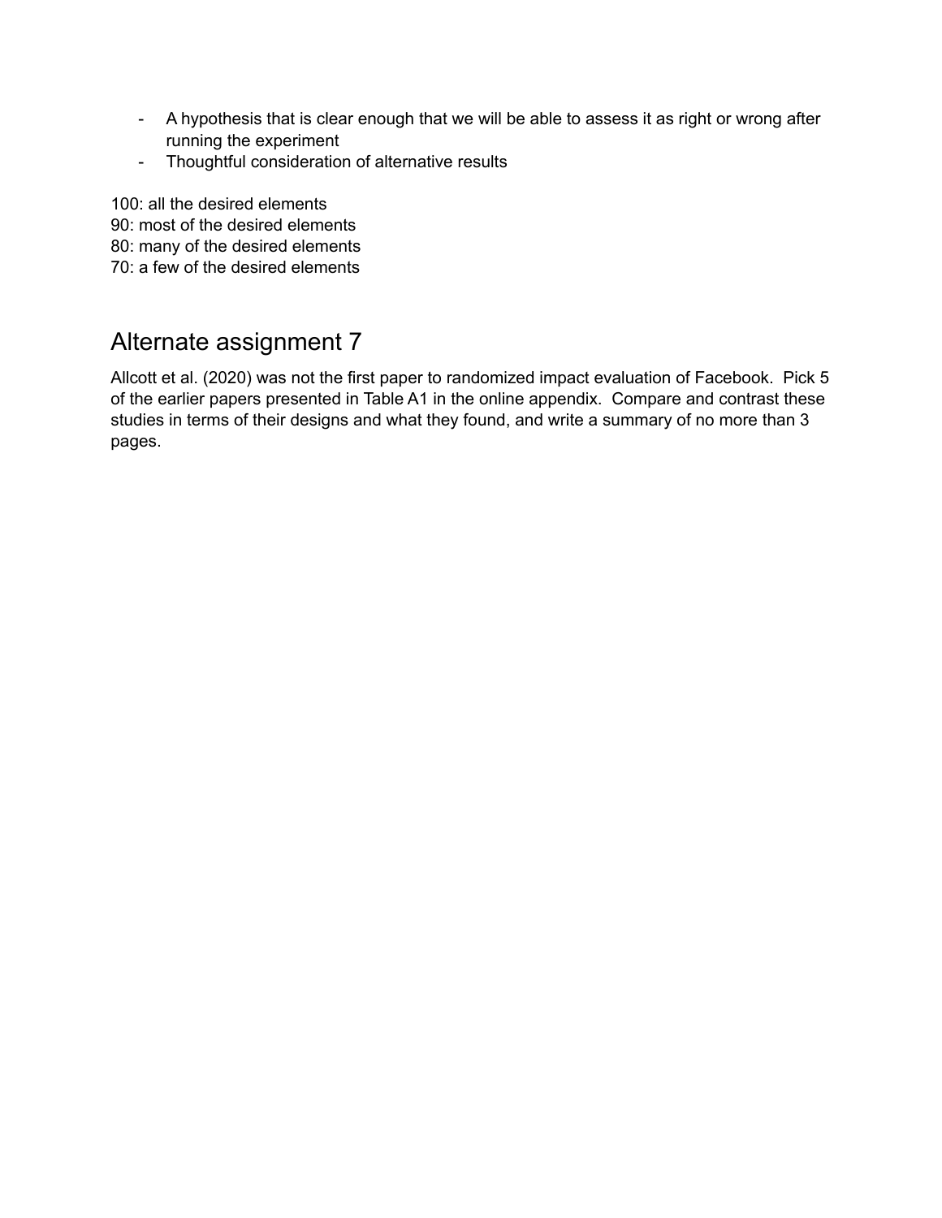- A hypothesis that is clear enough that we will be able to assess it as right or wrong after running the experiment
- Thoughtful consideration of alternative results

100: all the desired elements
90: most of the desired elements
80: many of the desired elements
70: a few of the desired elements

## Alternate assignment 7

Allcott et al. (2020) was not the first paper to randomized impact evaluation of Facebook. Pick 5 of the earlier papers presented in Table A1 in the online appendix. Compare and contrast these studies in terms of their designs and what they found, and write a summary of no more than 3 pages.